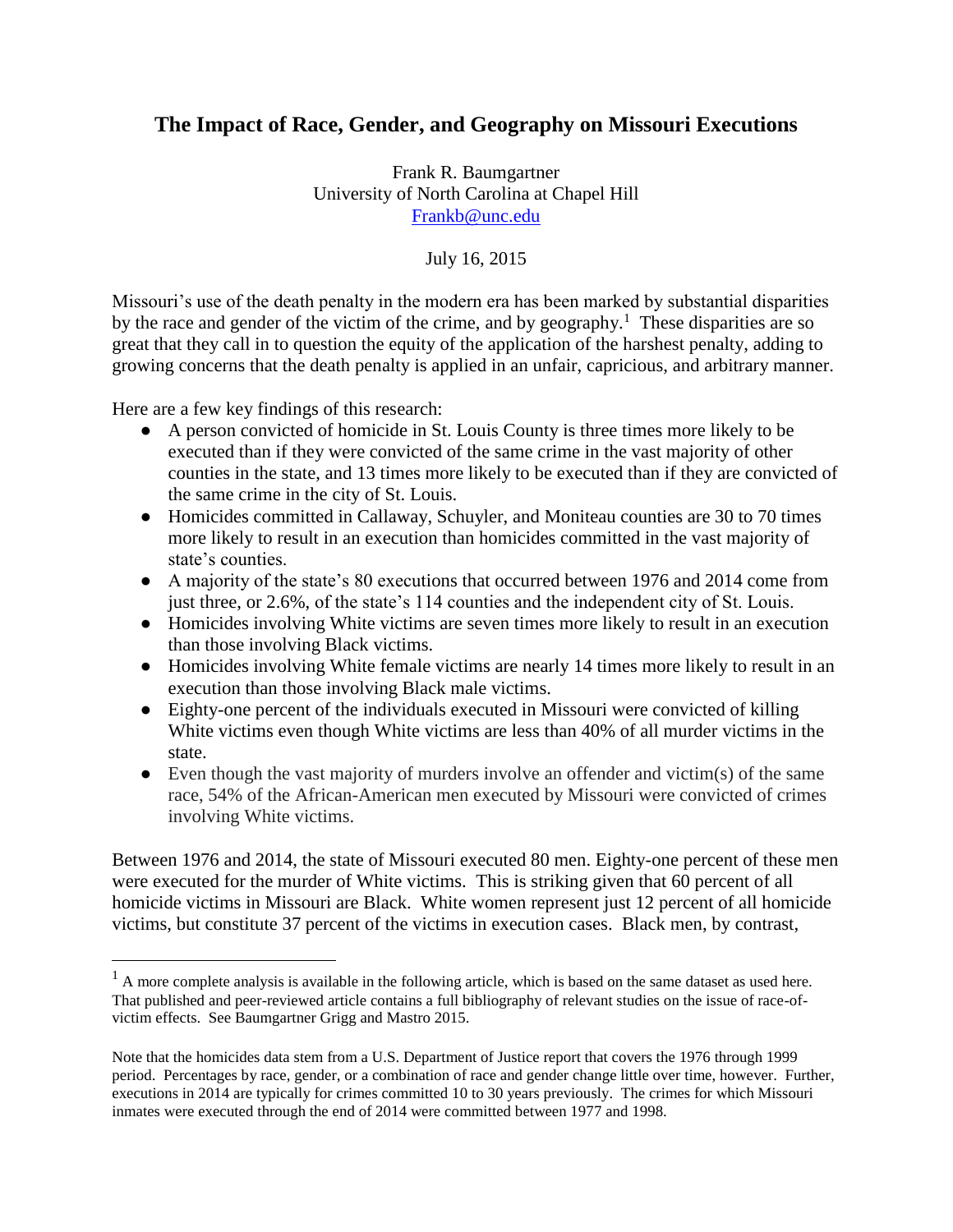# The Impact of Race, Gender, and Geography on Missouri Executions

Frank R. Baumgartner
University of North Carolina at Chapel Hill
Frankb@unc.edu

July 16, 2015

Missouri's use of the death penalty in the modern era has been marked by substantial disparities by the race and gender of the victim of the crime, and by geography.[1] These disparities are so great that they call in to question the equity of the application of the harshest penalty, adding to growing concerns that the death penalty is applied in an unfair, capricious, and arbitrary manner.

Here are a few key findings of this research:

- A person convicted of homicide in St. Louis County is three times more likely to be executed than if they were convicted of the same crime in the vast majority of other counties in the state, and 13 times more likely to be executed than if they are convicted of the same crime in the city of St. Louis.
- Homicides committed in Callaway, Schuyler, and Moniteau counties are 30 to 70 times more likely to result in an execution than homicides committed in the vast majority of state's counties.
- A majority of the state's 80 executions that occurred between 1976 and 2014 come from just three, or 2.6%, of the state's 114 counties and the independent city of St. Louis.
- Homicides involving White victims are seven times more likely to result in an execution than those involving Black victims.
- Homicides involving White female victims are nearly 14 times more likely to result in an execution than those involving Black male victims.
- Eighty-one percent of the individuals executed in Missouri were convicted of killing White victims even though White victims are less than 40% of all murder victims in the state.
- Even though the vast majority of murders involve an offender and victim(s) of the same race, 54% of the African-American men executed by Missouri were convicted of crimes involving White victims.

Between 1976 and 2014, the state of Missouri executed 80 men. Eighty-one percent of these men were executed for the murder of White victims. This is striking given that 60 percent of all homicide victims in Missouri are Black. White women represent just 12 percent of all homicide victims, but constitute 37 percent of the victims in execution cases. Black men, by contrast,

[1] A more complete analysis is available in the following article, which is based on the same dataset as used here. That published and peer-reviewed article contains a full bibliography of relevant studies on the issue of race-of-victim effects. See Baumgartner Grigg and Mastro 2015.

Note that the homicides data stem from a U.S. Department of Justice report that covers the 1976 through 1999 period. Percentages by race, gender, or a combination of race and gender change little over time, however. Further, executions in 2014 are typically for crimes committed 10 to 30 years previously. The crimes for which Missouri inmates were executed through the end of 2014 were committed between 1977 and 1998.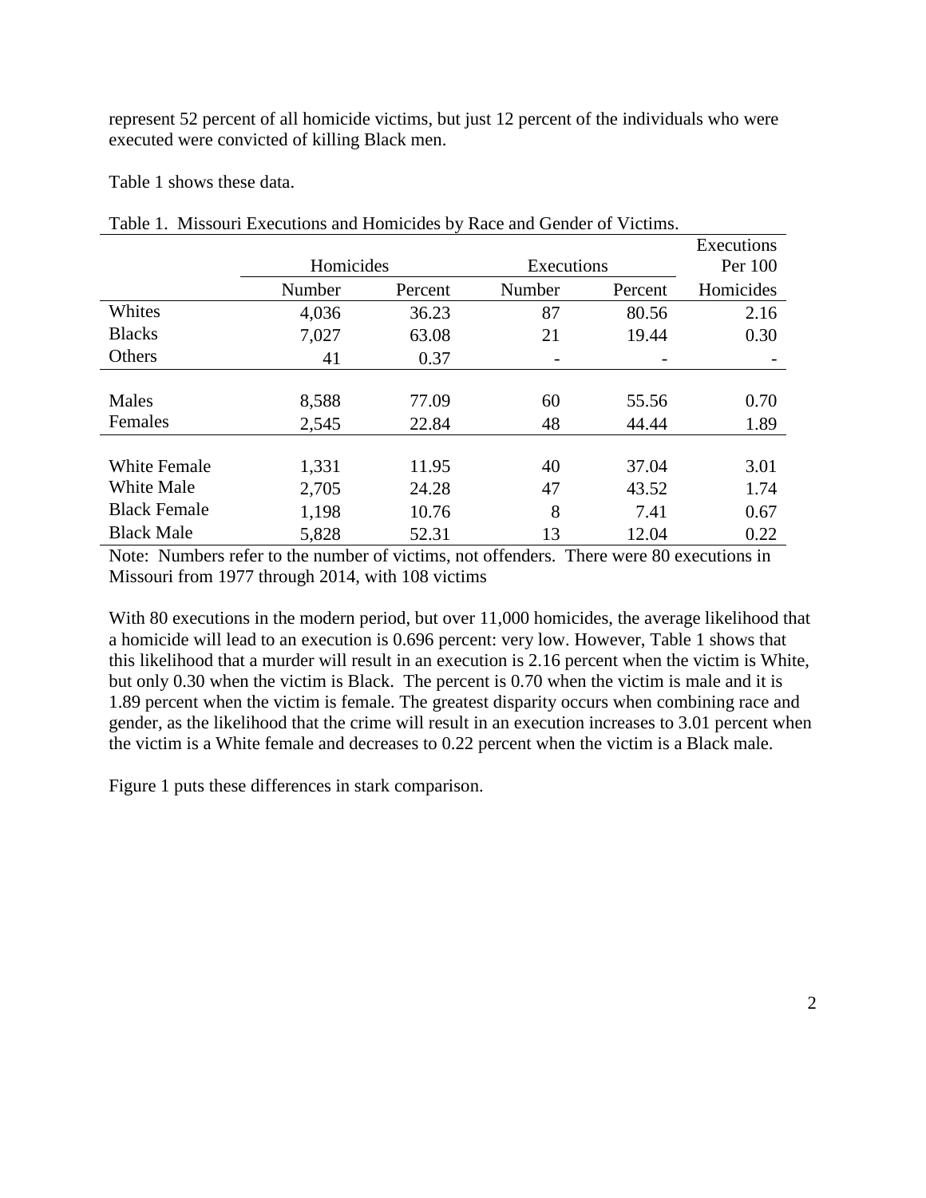represent 52 percent of all homicide victims, but just 12 percent of the individuals who were executed were convicted of killing Black men.

Table 1 shows these data.

Table 1. Missouri Executions and Homicides by Race and Gender of Victims.

| | Homicides | | Executions | | Executions Per 100 |
|---|---|---|---|---|---|
| | Number | Percent | Number | Percent | Homicides |
| Whites | 4,036 | 36.23 | 87 | 80.56 | 2.16 |
| Blacks | 7,027 | 63.08 | 21 | 19.44 | 0.30 |
| Others | 41 | 0.37 | - | - | - |
| | | | | | |
| Males | 8,588 | 77.09 | 60 | 55.56 | 0.70 |
| Females | 2,545 | 22.84 | 48 | 44.44 | 1.89 |
| | | | | | |
| White Female | 1,331 | 11.95 | 40 | 37.04 | 3.01 |
| White Male | 2,705 | 24.28 | 47 | 43.52 | 1.74 |
| Black Female | 1,198 | 10.76 | 8 | 7.41 | 0.67 |
| Black Male | 5,828 | 52.31 | 13 | 12.04 | 0.22 |

Note: Numbers refer to the number of victims, not offenders. There were 80 executions in Missouri from 1977 through 2014, with 108 victims

With 80 executions in the modern period, but over 11,000 homicides, the average likelihood that a homicide will lead to an execution is 0.696 percent: very low. However, Table 1 shows that this likelihood that a murder will result in an execution is 2.16 percent when the victim is White, but only 0.30 when the victim is Black. The percent is 0.70 when the victim is male and it is 1.89 percent when the victim is female. The greatest disparity occurs when combining race and gender, as the likelihood that the crime will result in an execution increases to 3.01 percent when the victim is a White female and decreases to 0.22 percent when the victim is a Black male.

Figure 1 puts these differences in stark comparison.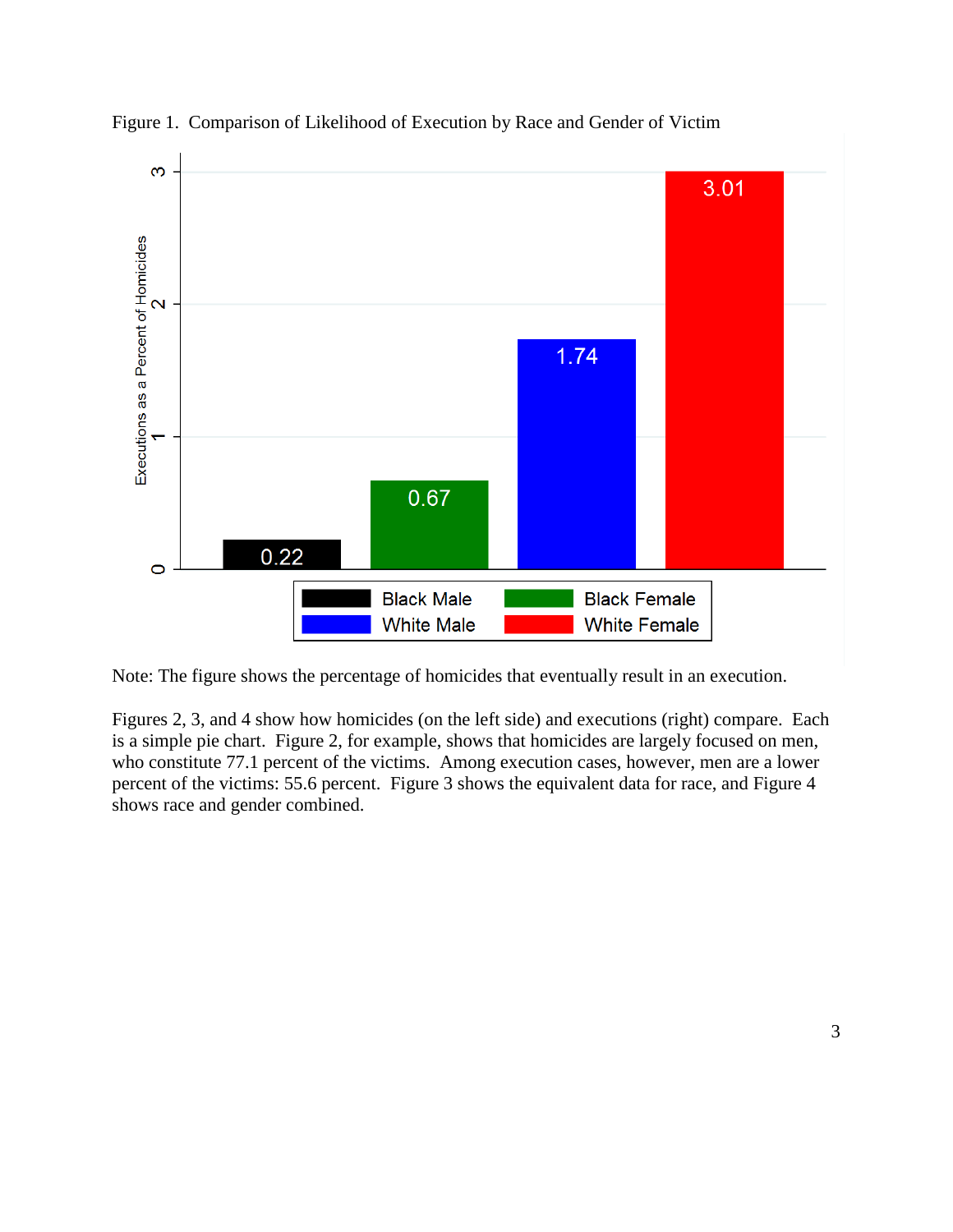Figure 1. Comparison of Likelihood of Execution by Race and Gender of Victim

Note: The figure shows the percentage of homicides that eventually result in an execution.

Figures 2, 3, and 4 show how homicides (on the left side) and executions (right) compare. Each is a simple pie chart. Figure 2, for example, shows that homicides are largely focused on men, who constitute 77.1 percent of the victims. Among execution cases, however, men are a lower percent of the victims: 55.6 percent. Figure 3 shows the equivalent data for race, and Figure 4 shows race and gender combined.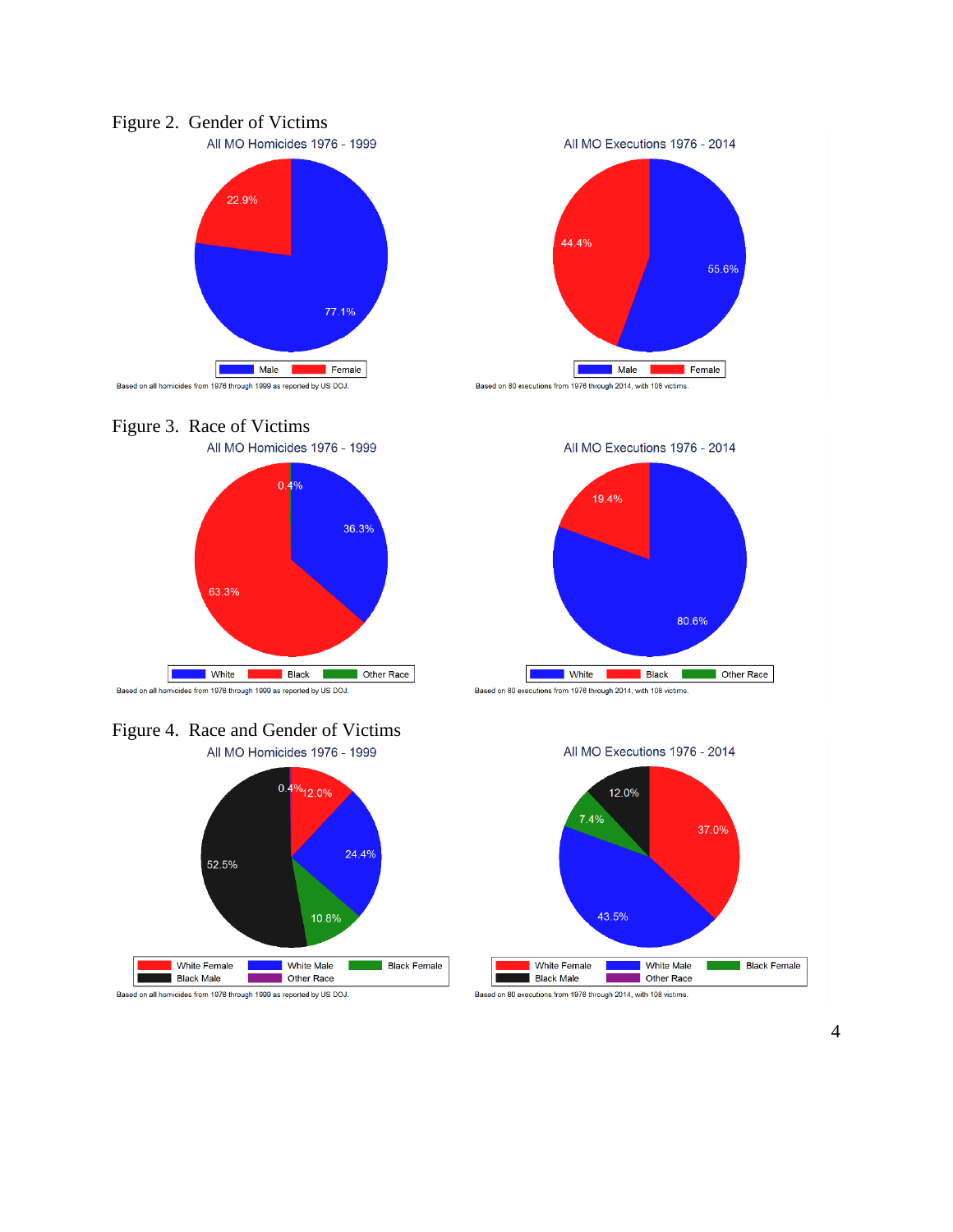Figure 2. Gender of Victims

All MO Homicides 1976 - 1999

22.9%

77.1%

Male Female

Based on all homicides from 1976 through 1999 as reported by US DOJ.

All MO Executions 1976 - 2014

44.4%

55.6%

Male Female

Based on 80 executions from 1976 through 2014, with 108 victims.

Figure 3. Race of Victims

All MO Homicides 1976 - 1999

0.4%

36.3%

63.3%

White Black Other Race

Based on all homicides from 1976 through 1999 as reported by US DOJ.

All MO Executions 1976 - 2014

19.4%

80.6%

White Black Other Race

Based on 80 executions from 1976 through 2014, with 108 victims.

Figure 4. Race and Gender of Victims

All MO Homicides 1976 - 1999

0.4%

12.0%

52.5%

24.4%

10.8%

White Female White Male Black Female Black Male Other Race

Based on all homicides from 1976 through 1999 as reported by US DOJ.

All MO Executions 1976 - 2014

12.0%

7.4%

37.0%

43.5%

White Female White Male Black Female Black Male Other Race

Based on 80 executions from 1976 through 2014, with 108 victims.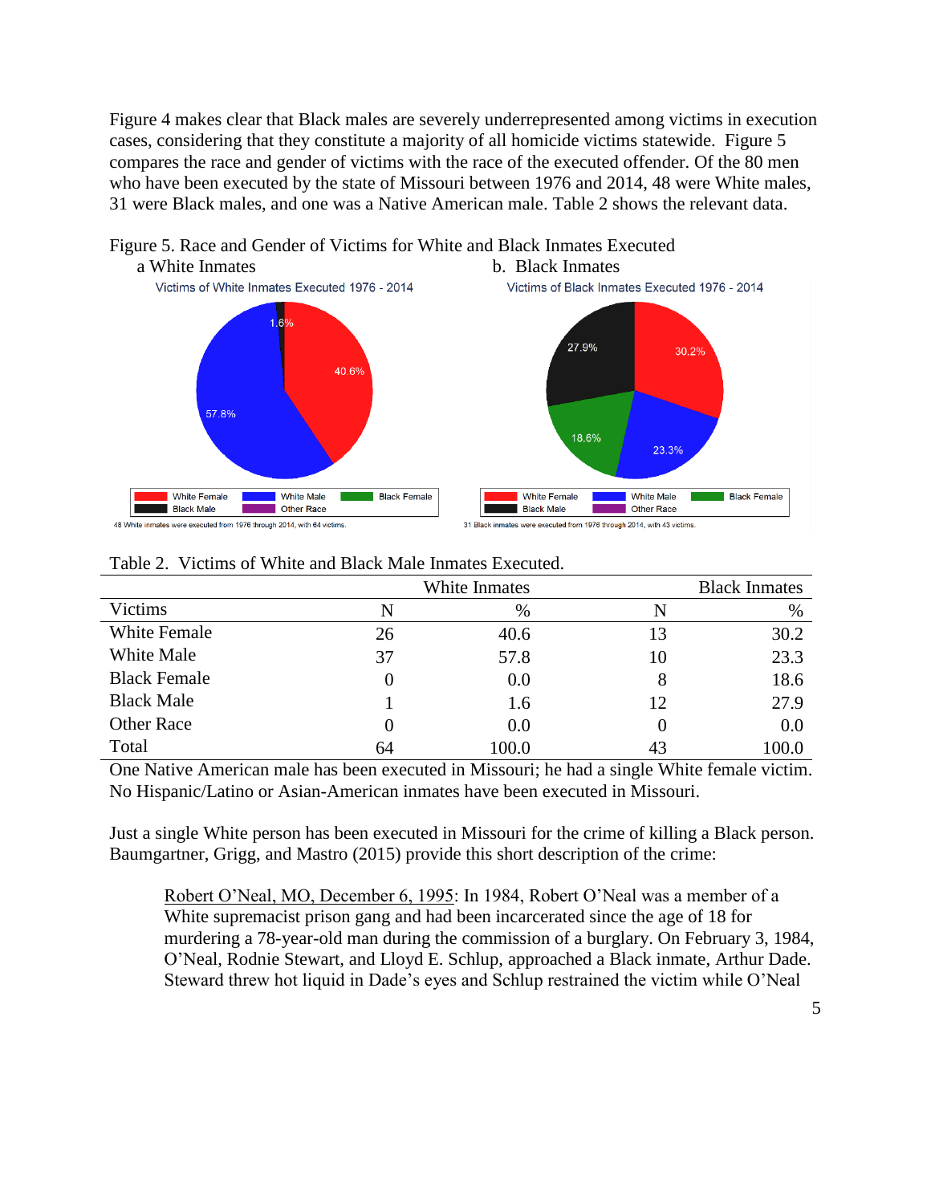Figure 4 makes clear that Black males are severely underrepresented among victims in execution cases, considering that they constitute a majority of all homicide victims statewide. Figure 5 compares the race and gender of victims with the race of the executed offender. Of the 80 men who have been executed by the state of Missouri between 1976 and 2014, 48 were White males, 31 were Black males, and one was a Native American male. Table 2 shows the relevant data.

Figure 5. Race and Gender of Victims for White and Black Inmates Executed

a White Inmates

b. Black Inmates

Table 2. Victims of White and Black Male Inmates Executed.

| | White Inmates | | Black Inmates | |
|---|---|---|---|---|
| Victims | N | % | N | % |
| White Female | 26 | 40.6 | 13 | 30.2 |
| White Male | 37 | 57.8 | 10 | 23.3 |
| Black Female | 0 | 0.0 | 8 | 18.6 |
| Black Male | 1 | 1.6 | 12 | 27.9 |
| Other Race | 0 | 0.0 | 0 | 0.0 |
| Total | 64 | 100.0 | 43 | 100.0 |

One Native American male has been executed in Missouri; he had a single White female victim. No Hispanic/Latino or Asian-American inmates have been executed in Missouri.

Just a single White person has been executed in Missouri for the crime of killing a Black person. Baumgartner, Grigg, and Mastro (2015) provide this short description of the crime:

> Robert O'Neal, MO, December 6, 1995: In 1984, Robert O'Neal was a member of a White supremacist prison gang and had been incarcerated since the age of 18 for murdering a 78-year-old man during the commission of a burglary. On February 3, 1984, O'Neal, Rodnie Stewart, and Lloyd E. Schlup, approached a Black inmate, Arthur Dade. Steward threw hot liquid in Dade's eyes and Schlup restrained the victim while O'Neal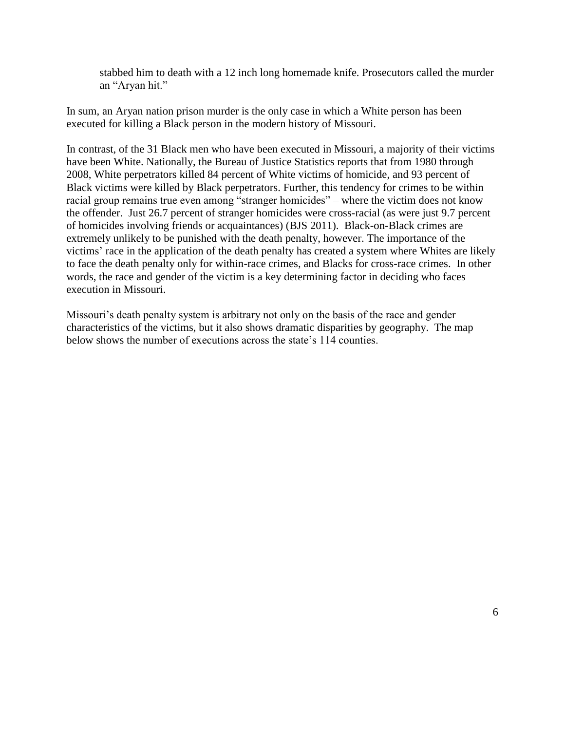> stabbed him to death with a 12 inch long homemade knife. Prosecutors called the murder an "Aryan hit."

In sum, an Aryan nation prison murder is the only case in which a White person has been executed for killing a Black person in the modern history of Missouri.

In contrast, of the 31 Black men who have been executed in Missouri, a majority of their victims have been White. Nationally, the Bureau of Justice Statistics reports that from 1980 through 2008, White perpetrators killed 84 percent of White victims of homicide, and 93 percent of Black victims were killed by Black perpetrators. Further, this tendency for crimes to be within racial group remains true even among "stranger homicides" – where the victim does not know the offender. Just 26.7 percent of stranger homicides were cross-racial (as were just 9.7 percent of homicides involving friends or acquaintances) (BJS 2011). Black-on-Black crimes are extremely unlikely to be punished with the death penalty, however. The importance of the victims' race in the application of the death penalty has created a system where Whites are likely to face the death penalty only for within-race crimes, and Blacks for cross-race crimes. In other words, the race and gender of the victim is a key determining factor in deciding who faces execution in Missouri.

Missouri's death penalty system is arbitrary not only on the basis of the race and gender characteristics of the victims, but it also shows dramatic disparities by geography. The map below shows the number of executions across the state's 114 counties.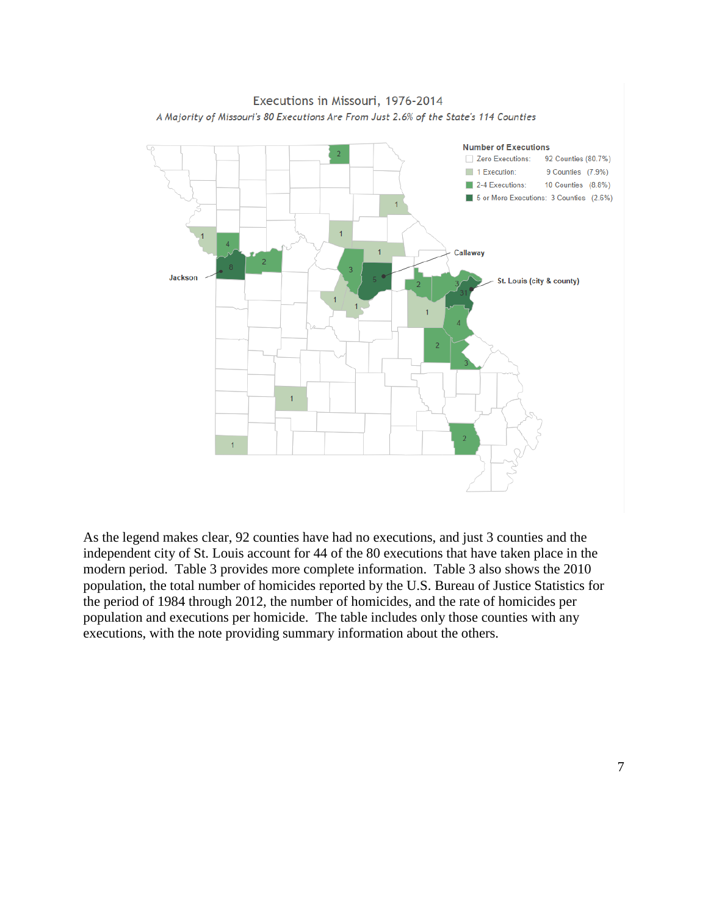Executions in Missouri, 1976-2014

*A Majority of Missouri's 80 Executions Are From Just 2.6% of the State's 114 Counties*

**Number of Executions**

| | | |
|---|---|---|
| Zero Executions: | 92 Counties | (80.7%) |
| 1 Execution: | 9 Counties | (7.9%) |
| 2-4 Executions: | 10 Counties | (8.8%) |
| 5 or More Executions: | 3 Counties | (2.6%) |

Jackson

Callaway

St. Louis (city & county)

As the legend makes clear, 92 counties have had no executions, and just 3 counties and the independent city of St. Louis account for 44 of the 80 executions that have taken place in the modern period. Table 3 provides more complete information. Table 3 also shows the 2010 population, the total number of homicides reported by the U.S. Bureau of Justice Statistics for the period of 1984 through 2012, the number of homicides, and the rate of homicides per population and executions per homicide. The table includes only those counties with any executions, with the note providing summary information about the others.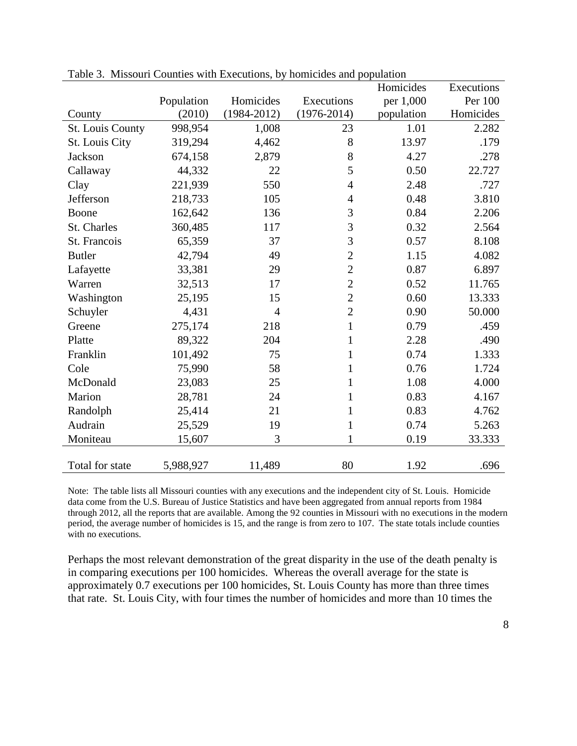Table 3. Missouri Counties with Executions, by homicides and population

| County | Population (2010) | Homicides (1984-2012) | Executions (1976-2014) | Homicides per 1,000 population | Executions Per 100 Homicides |
|---|---|---|---|---|---|
| St. Louis County | 998,954 | 1,008 | 23 | 1.01 | 2.282 |
| St. Louis City | 319,294 | 4,462 | 8 | 13.97 | .179 |
| Jackson | 674,158 | 2,879 | 8 | 4.27 | .278 |
| Callaway | 44,332 | 22 | 5 | 0.50 | 22.727 |
| Clay | 221,939 | 550 | 4 | 2.48 | .727 |
| Jefferson | 218,733 | 105 | 4 | 0.48 | 3.810 |
| Boone | 162,642 | 136 | 3 | 0.84 | 2.206 |
| St. Charles | 360,485 | 117 | 3 | 0.32 | 2.564 |
| St. Francois | 65,359 | 37 | 3 | 0.57 | 8.108 |
| Butler | 42,794 | 49 | 2 | 1.15 | 4.082 |
| Lafayette | 33,381 | 29 | 2 | 0.87 | 6.897 |
| Warren | 32,513 | 17 | 2 | 0.52 | 11.765 |
| Washington | 25,195 | 15 | 2 | 0.60 | 13.333 |
| Schuyler | 4,431 | 4 | 2 | 0.90 | 50.000 |
| Greene | 275,174 | 218 | 1 | 0.79 | .459 |
| Platte | 89,322 | 204 | 1 | 2.28 | .490 |
| Franklin | 101,492 | 75 | 1 | 0.74 | 1.333 |
| Cole | 75,990 | 58 | 1 | 0.76 | 1.724 |
| McDonald | 23,083 | 25 | 1 | 1.08 | 4.000 |
| Marion | 28,781 | 24 | 1 | 0.83 | 4.167 |
| Randolph | 25,414 | 21 | 1 | 0.83 | 4.762 |
| Audrain | 25,529 | 19 | 1 | 0.74 | 5.263 |
| Moniteau | 15,607 | 3 | 1 | 0.19 | 33.333 |
| Total for state | 5,988,927 | 11,489 | 80 | 1.92 | .696 |

Note: The table lists all Missouri counties with any executions and the independent city of St. Louis. Homicide data come from the U.S. Bureau of Justice Statistics and have been aggregated from annual reports from 1984 through 2012, all the reports that are available. Among the 92 counties in Missouri with no executions in the modern period, the average number of homicides is 15, and the range is from zero to 107. The state totals include counties with no executions.

Perhaps the most relevant demonstration of the great disparity in the use of the death penalty is in comparing executions per 100 homicides. Whereas the overall average for the state is approximately 0.7 executions per 100 homicides, St. Louis County has more than three times that rate. St. Louis City, with four times the number of homicides and more than 10 times the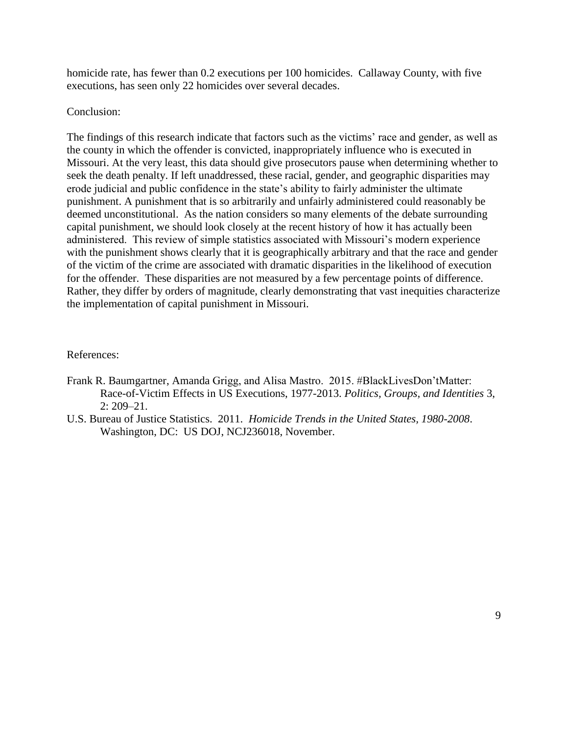homicide rate, has fewer than 0.2 executions per 100 homicides. Callaway County, with five executions, has seen only 22 homicides over several decades.

Conclusion:

The findings of this research indicate that factors such as the victims' race and gender, as well as the county in which the offender is convicted, inappropriately influence who is executed in Missouri. At the very least, this data should give prosecutors pause when determining whether to seek the death penalty. If left unaddressed, these racial, gender, and geographic disparities may erode judicial and public confidence in the state's ability to fairly administer the ultimate punishment. A punishment that is so arbitrarily and unfairly administered could reasonably be deemed unconstitutional. As the nation considers so many elements of the debate surrounding capital punishment, we should look closely at the recent history of how it has actually been administered. This review of simple statistics associated with Missouri's modern experience with the punishment shows clearly that it is geographically arbitrary and that the race and gender of the victim of the crime are associated with dramatic disparities in the likelihood of execution for the offender. These disparities are not measured by a few percentage points of difference. Rather, they differ by orders of magnitude, clearly demonstrating that vast inequities characterize the implementation of capital punishment in Missouri.

References:

Frank R. Baumgartner, Amanda Grigg, and Alisa Mastro. 2015. #BlackLivesDon'tMatter: Race-of-Victim Effects in US Executions, 1977-2013. *Politics, Groups, and Identities* 3, 2: 209–21.

U.S. Bureau of Justice Statistics. 2011. *Homicide Trends in the United States, 1980-2008*. Washington, DC: US DOJ, NCJ236018, November.